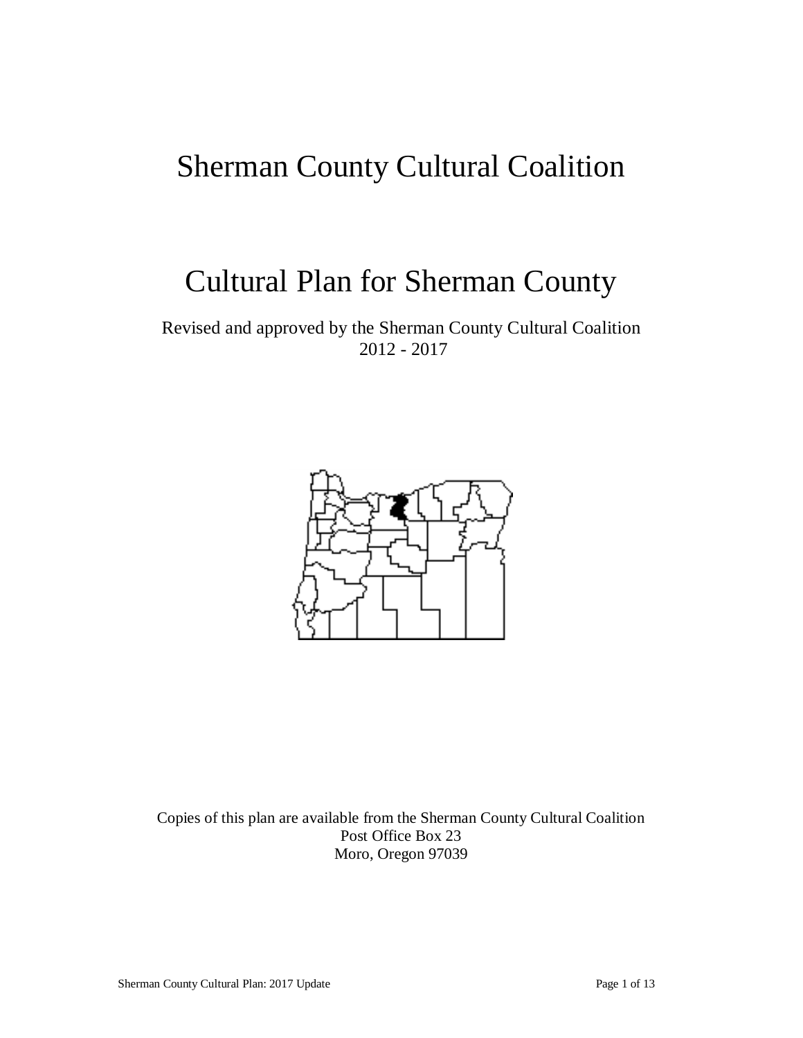# Sherman County Cultural Coalition

# Cultural Plan for Sherman County

Revised and approved by the Sherman County Cultural Coalition
2012 - 2017

Copies of this plan are available from the Sherman County Cultural Coalition
Post Office Box 23
Moro, Oregon 97039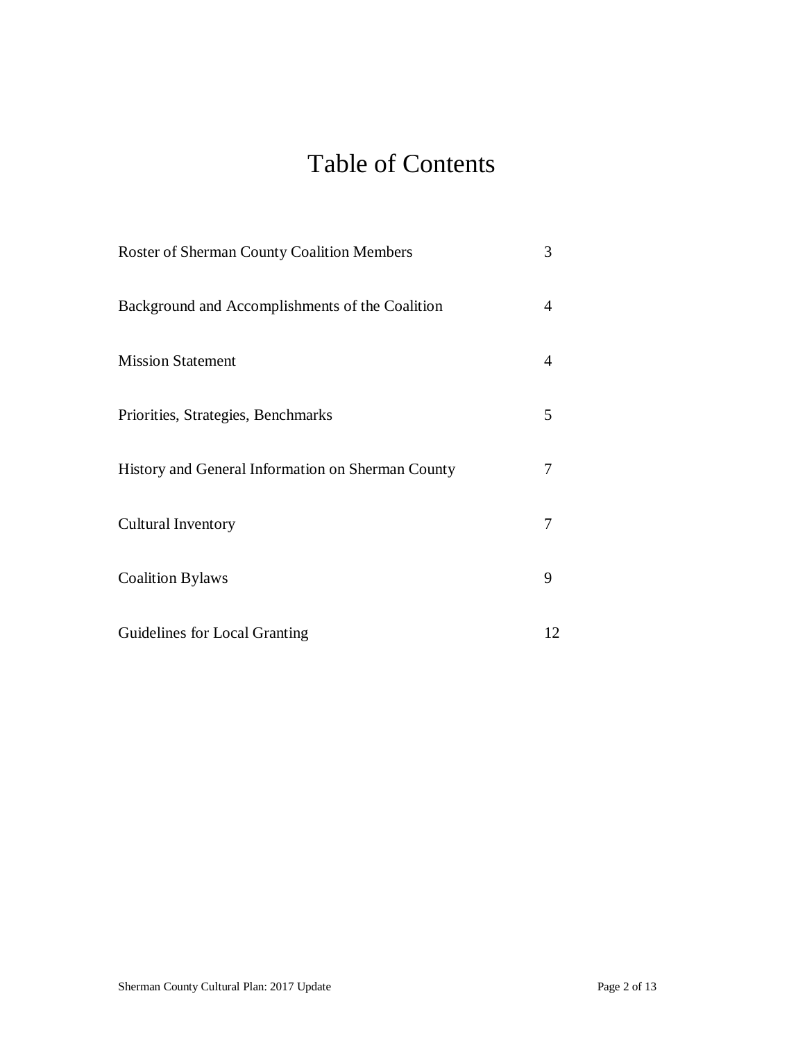# Table of Contents

| | |
|---|---|
| Roster of Sherman County Coalition Members | 3 |
| Background and Accomplishments of the Coalition | 4 |
| Mission Statement | 4 |
| Priorities, Strategies, Benchmarks | 5 |
| History and General Information on Sherman County | 7 |
| Cultural Inventory | 7 |
| Coalition Bylaws | 9 |
| Guidelines for Local Granting | 12 |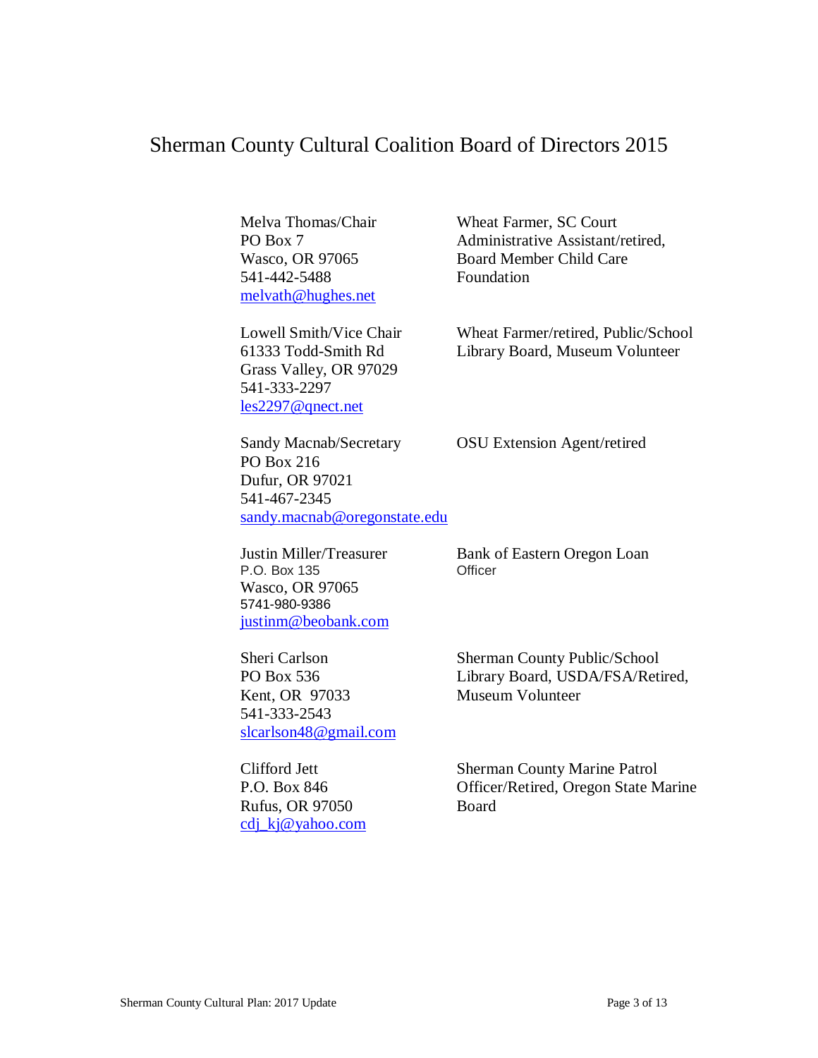# Sherman County Cultural Coalition Board of Directors 2015

| | |
|---|---|
| Melva Thomas/Chair<br>PO Box 7<br>Wasco, OR 97065<br>541-442-5488<br>melvath@hughes.net | Wheat Farmer, SC Court Administrative Assistant/retired, Board Member Child Care Foundation |
| Lowell Smith/Vice Chair<br>61333 Todd-Smith Rd<br>Grass Valley, OR 97029<br>541-333-2297<br>les2297@qnect.net | Wheat Farmer/retired, Public/School Library Board, Museum Volunteer |
| Sandy Macnab/Secretary<br>PO Box 216<br>Dufur, OR 97021<br>541-467-2345<br>sandy.macnab@oregonstate.edu | OSU Extension Agent/retired |
| Justin Miller/Treasurer<br>P.O. Box 135<br>Wasco, OR 97065<br>5741-980-9386<br>justinm@beobank.com | Bank of Eastern Oregon Loan Officer |
| Sheri Carlson<br>PO Box 536<br>Kent, OR 97033<br>541-333-2543<br>slcarlson48@gmail.com | Sherman County Public/School Library Board, USDA/FSA/Retired, Museum Volunteer |
| Clifford Jett<br>P.O. Box 846<br>Rufus, OR 97050<br>cdj_kj@yahoo.com | Sherman County Marine Patrol Officer/Retired, Oregon State Marine Board |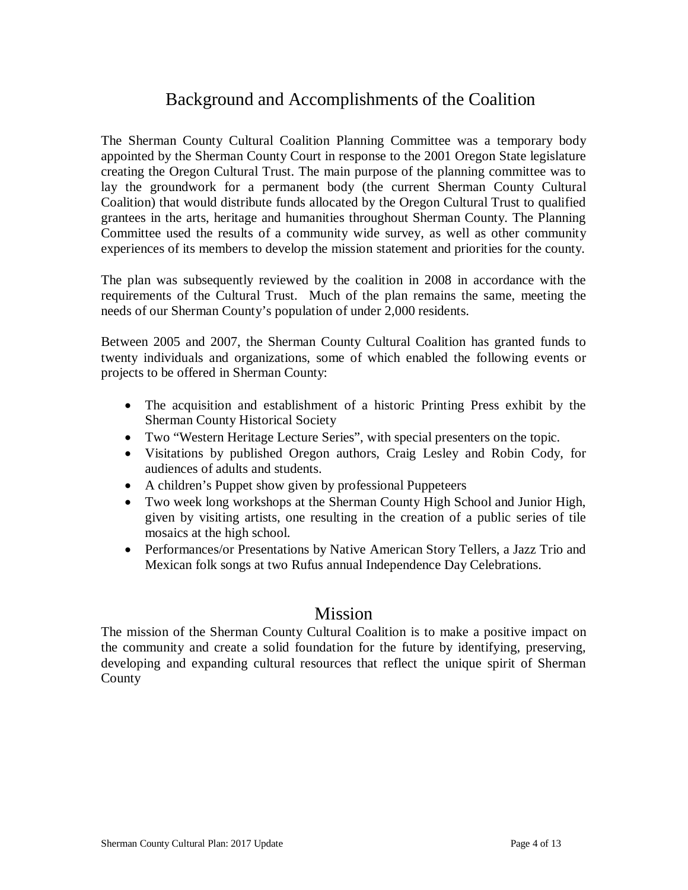## Background and Accomplishments of the Coalition

The Sherman County Cultural Coalition Planning Committee was a temporary body appointed by the Sherman County Court in response to the 2001 Oregon State legislature creating the Oregon Cultural Trust. The main purpose of the planning committee was to lay the groundwork for a permanent body (the current Sherman County Cultural Coalition) that would distribute funds allocated by the Oregon Cultural Trust to qualified grantees in the arts, heritage and humanities throughout Sherman County. The Planning Committee used the results of a community wide survey, as well as other community experiences of its members to develop the mission statement and priorities for the county.

The plan was subsequently reviewed by the coalition in 2008 in accordance with the requirements of the Cultural Trust. Much of the plan remains the same, meeting the needs of our Sherman County's population of under 2,000 residents.

Between 2005 and 2007, the Sherman County Cultural Coalition has granted funds to twenty individuals and organizations, some of which enabled the following events or projects to be offered in Sherman County:

- The acquisition and establishment of a historic Printing Press exhibit by the Sherman County Historical Society
- Two "Western Heritage Lecture Series", with special presenters on the topic.
- Visitations by published Oregon authors, Craig Lesley and Robin Cody, for audiences of adults and students.
- A children's Puppet show given by professional Puppeteers
- Two week long workshops at the Sherman County High School and Junior High, given by visiting artists, one resulting in the creation of a public series of tile mosaics at the high school.
- Performances/or Presentations by Native American Story Tellers, a Jazz Trio and Mexican folk songs at two Rufus annual Independence Day Celebrations.

## Mission

The mission of the Sherman County Cultural Coalition is to make a positive impact on the community and create a solid foundation for the future by identifying, preserving, developing and expanding cultural resources that reflect the unique spirit of Sherman County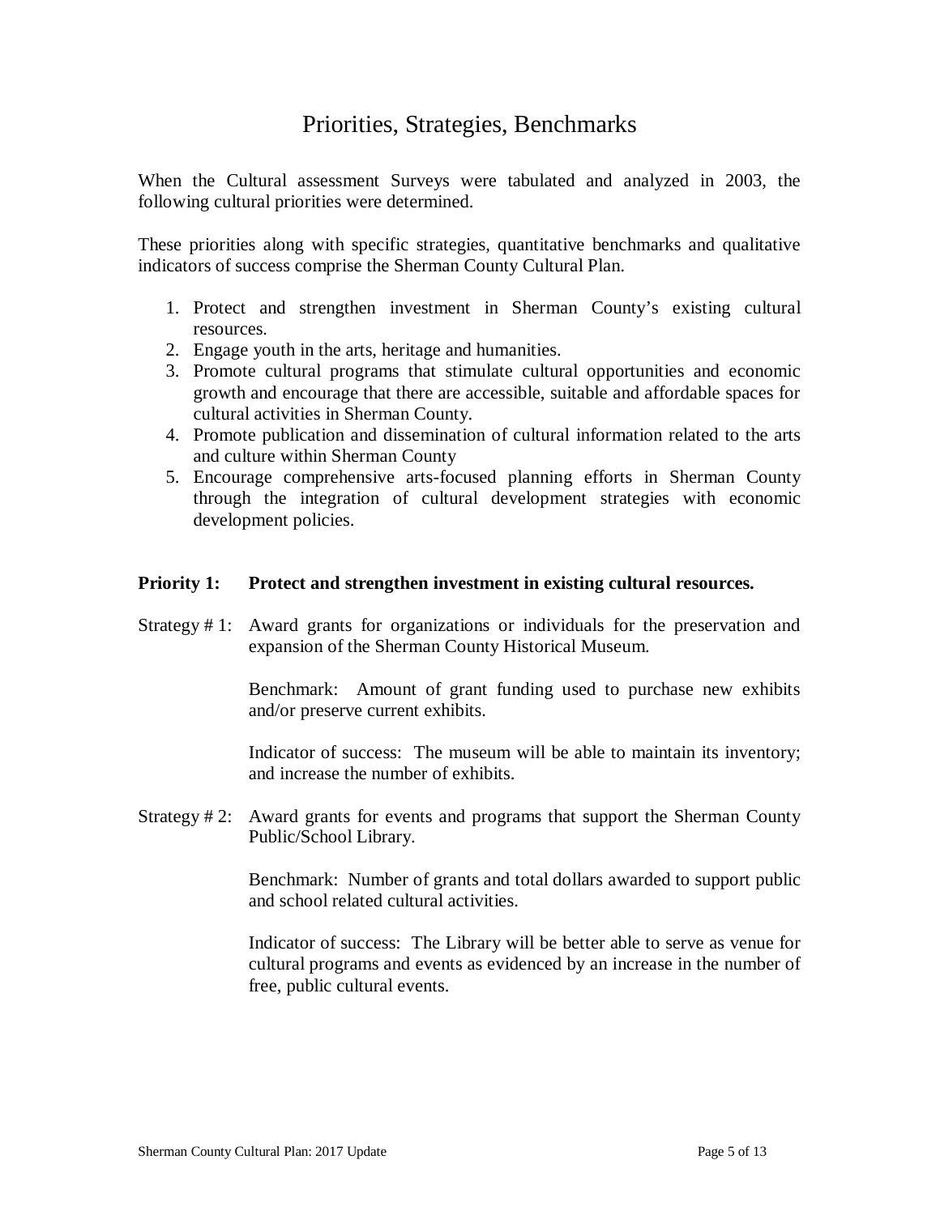# Priorities, Strategies, Benchmarks

When the Cultural assessment Surveys were tabulated and analyzed in 2003, the following cultural priorities were determined.

These priorities along with specific strategies, quantitative benchmarks and qualitative indicators of success comprise the Sherman County Cultural Plan.

1. Protect and strengthen investment in Sherman County's existing cultural resources.
2. Engage youth in the arts, heritage and humanities.
3. Promote cultural programs that stimulate cultural opportunities and economic growth and encourage that there are accessible, suitable and affordable spaces for cultural activities in Sherman County.
4. Promote publication and dissemination of cultural information related to the arts and culture within Sherman County
5. Encourage comprehensive arts-focused planning efforts in Sherman County through the integration of cultural development strategies with economic development policies.

**Priority 1: Protect and strengthen investment in existing cultural resources.**

Strategy # 1: Award grants for organizations or individuals for the preservation and expansion of the Sherman County Historical Museum.

Benchmark: Amount of grant funding used to purchase new exhibits and/or preserve current exhibits.

Indicator of success: The museum will be able to maintain its inventory; and increase the number of exhibits.

Strategy # 2: Award grants for events and programs that support the Sherman County Public/School Library.

Benchmark: Number of grants and total dollars awarded to support public and school related cultural activities.

Indicator of success: The Library will be better able to serve as venue for cultural programs and events as evidenced by an increase in the number of free, public cultural events.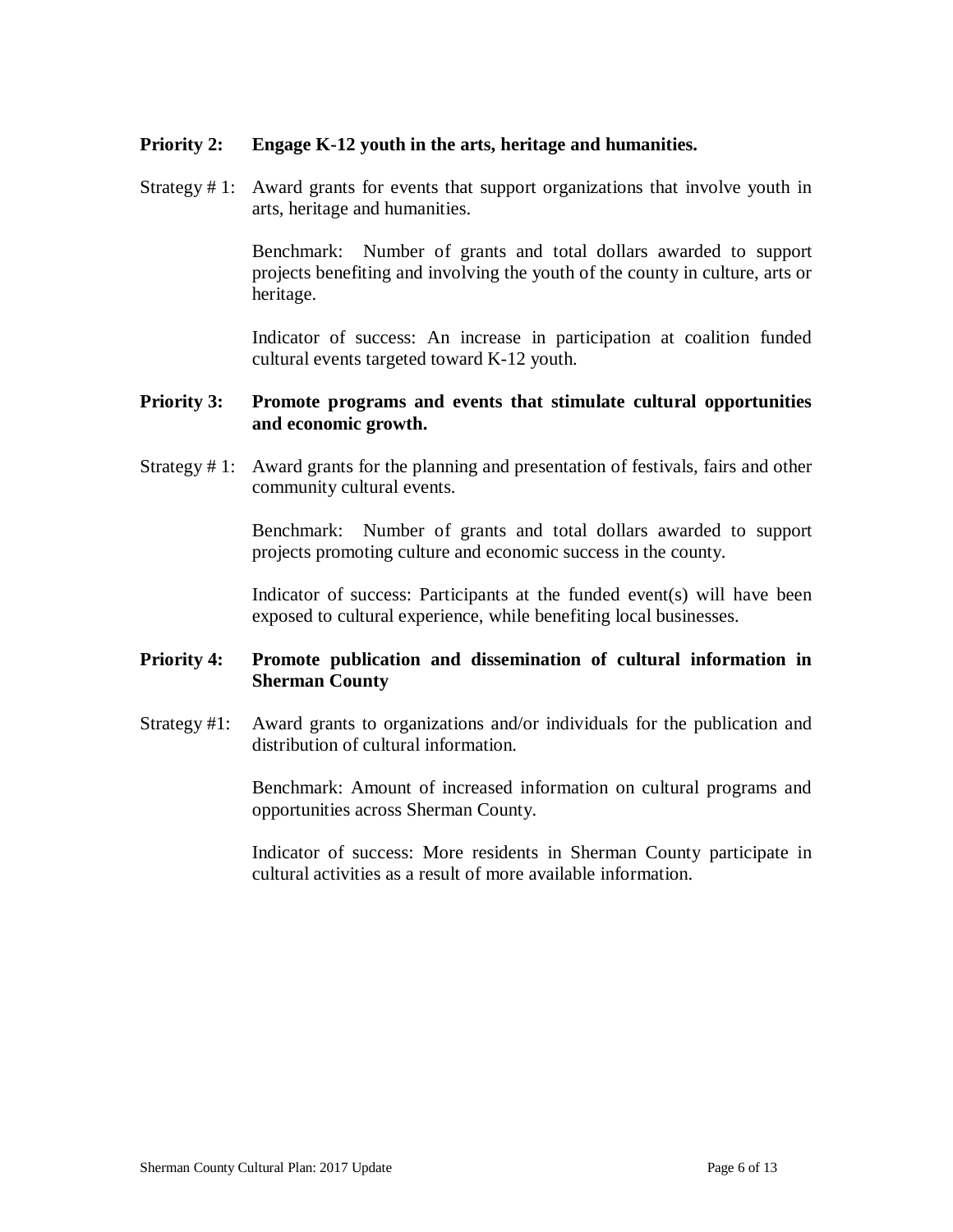**Priority 2: Engage K-12 youth in the arts, heritage and humanities.**

Strategy # 1: Award grants for events that support organizations that involve youth in arts, heritage and humanities.

Benchmark: Number of grants and total dollars awarded to support projects benefiting and involving the youth of the county in culture, arts or heritage.

Indicator of success: An increase in participation at coalition funded cultural events targeted toward K-12 youth.

**Priority 3: Promote programs and events that stimulate cultural opportunities and economic growth.**

Strategy # 1: Award grants for the planning and presentation of festivals, fairs and other community cultural events.

Benchmark: Number of grants and total dollars awarded to support projects promoting culture and economic success in the county.

Indicator of success: Participants at the funded event(s) will have been exposed to cultural experience, while benefiting local businesses.

**Priority 4: Promote publication and dissemination of cultural information in Sherman County**

Strategy #1: Award grants to organizations and/or individuals for the publication and distribution of cultural information.

Benchmark: Amount of increased information on cultural programs and opportunities across Sherman County.

Indicator of success: More residents in Sherman County participate in cultural activities as a result of more available information.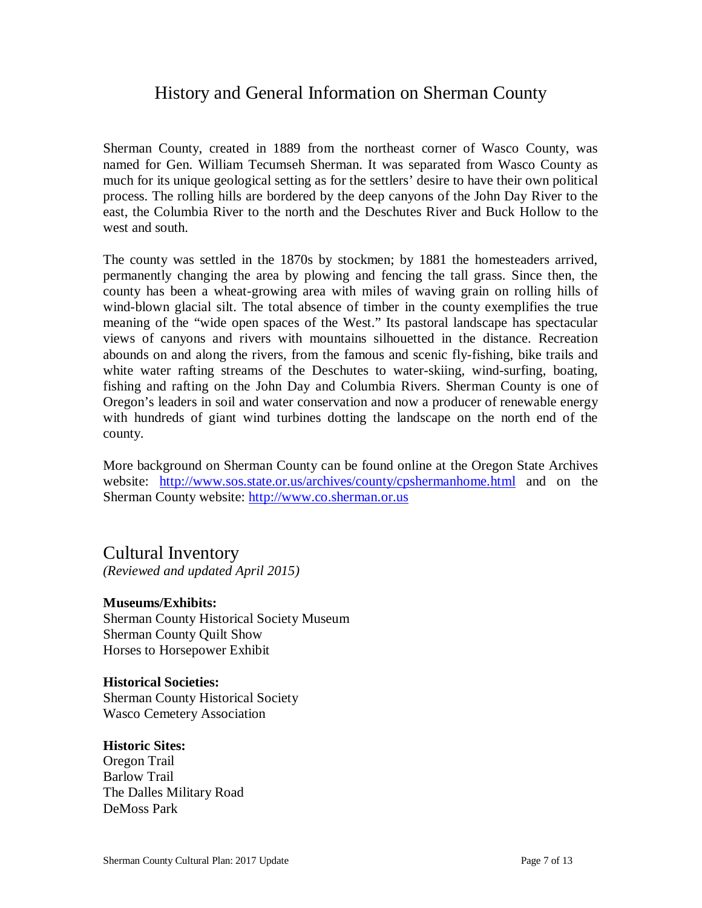# History and General Information on Sherman County

Sherman County, created in 1889 from the northeast corner of Wasco County, was named for Gen. William Tecumseh Sherman. It was separated from Wasco County as much for its unique geological setting as for the settlers' desire to have their own political process. The rolling hills are bordered by the deep canyons of the John Day River to the east, the Columbia River to the north and the Deschutes River and Buck Hollow to the west and south.

The county was settled in the 1870s by stockmen; by 1881 the homesteaders arrived, permanently changing the area by plowing and fencing the tall grass. Since then, the county has been a wheat-growing area with miles of waving grain on rolling hills of wind-blown glacial silt. The total absence of timber in the county exemplifies the true meaning of the "wide open spaces of the West." Its pastoral landscape has spectacular views of canyons and rivers with mountains silhouetted in the distance. Recreation abounds on and along the rivers, from the famous and scenic fly-fishing, bike trails and white water rafting streams of the Deschutes to water-skiing, wind-surfing, boating, fishing and rafting on the John Day and Columbia Rivers. Sherman County is one of Oregon's leaders in soil and water conservation and now a producer of renewable energy with hundreds of giant wind turbines dotting the landscape on the north end of the county.

More background on Sherman County can be found online at the Oregon State Archives website: [http://www.sos.state.or.us/archives/county/cpshermanhome.html](http://www.sos.state.or.us/archives/county/cpshermanhome.html) and on the Sherman County website: [http://www.co.sherman.or.us](http://www.co.sherman.or.us)

## Cultural Inventory

*(Reviewed and updated April 2015)*

**Museums/Exhibits:**
Sherman County Historical Society Museum
Sherman County Quilt Show
Horses to Horsepower Exhibit

**Historical Societies:**
Sherman County Historical Society
Wasco Cemetery Association

**Historic Sites:**
Oregon Trail
Barlow Trail
The Dalles Military Road
DeMoss Park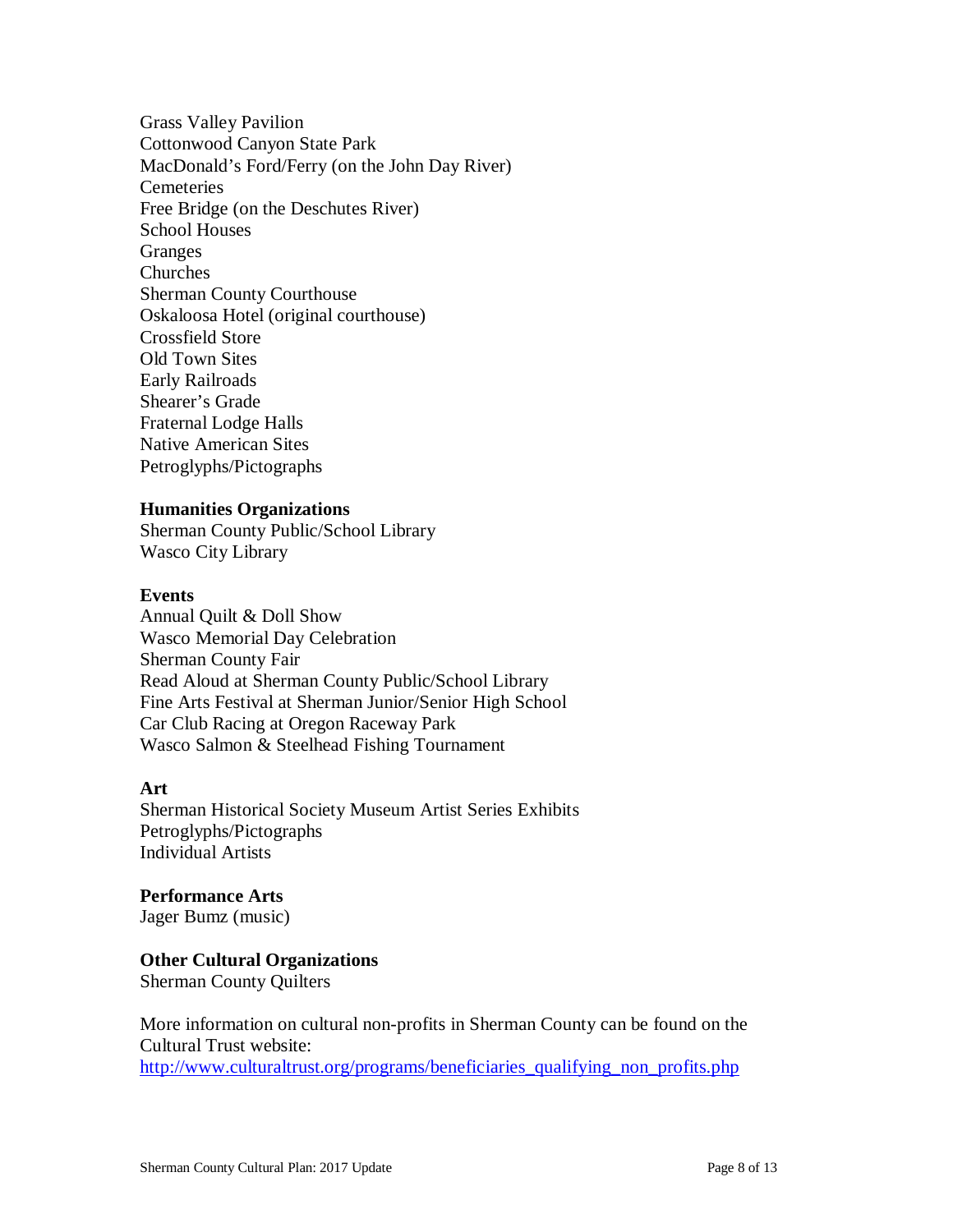Grass Valley Pavilion
Cottonwood Canyon State Park
MacDonald's Ford/Ferry (on the John Day River)
Cemeteries
Free Bridge (on the Deschutes River)
School Houses
Granges
Churches
Sherman County Courthouse
Oskaloosa Hotel (original courthouse)
Crossfield Store
Old Town Sites
Early Railroads
Shearer's Grade
Fraternal Lodge Halls
Native American Sites
Petroglyphs/Pictographs

**Humanities Organizations**
Sherman County Public/School Library
Wasco City Library

**Events**
Annual Quilt & Doll Show
Wasco Memorial Day Celebration
Sherman County Fair
Read Aloud at Sherman County Public/School Library
Fine Arts Festival at Sherman Junior/Senior High School
Car Club Racing at Oregon Raceway Park
Wasco Salmon & Steelhead Fishing Tournament

**Art**
Sherman Historical Society Museum Artist Series Exhibits
Petroglyphs/Pictographs
Individual Artists

**Performance Arts**
Jager Bumz (music)

**Other Cultural Organizations**
Sherman County Quilters

More information on cultural non-profits in Sherman County can be found on the Cultural Trust website:
[http://www.culturaltrust.org/programs/beneficiaries_qualifying_non_profits.php](http://www.culturaltrust.org/programs/beneficiaries_qualifying_non_profits.php)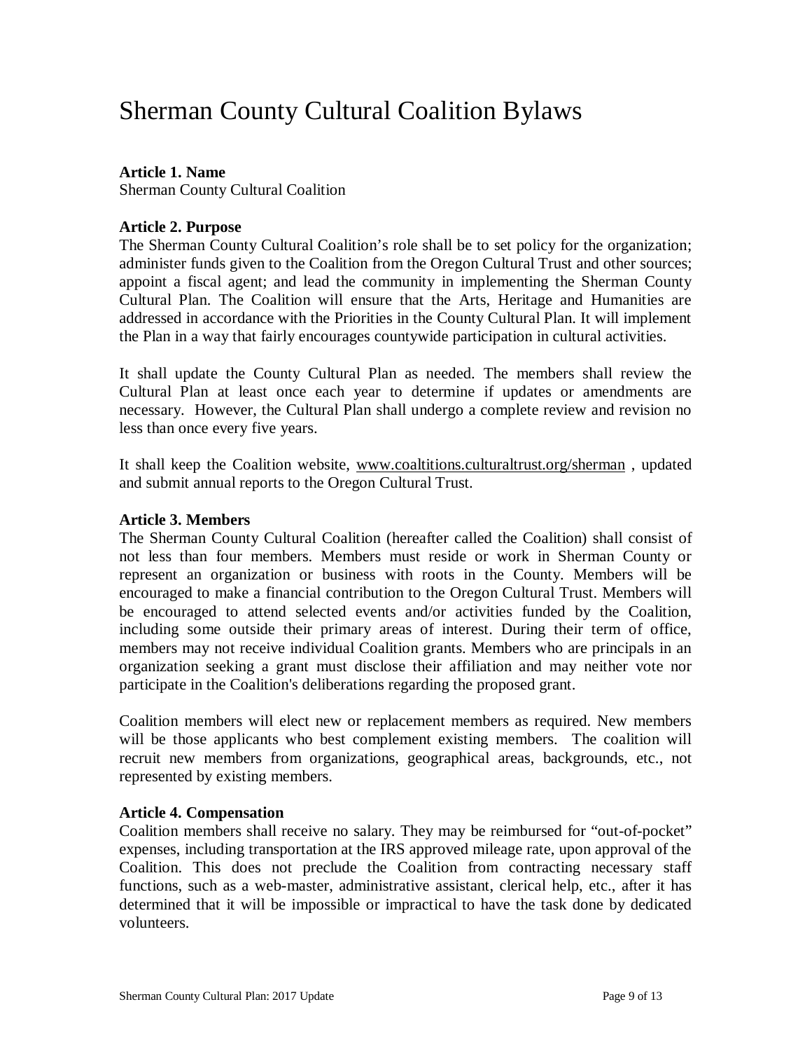# Sherman County Cultural Coalition Bylaws

**Article 1. Name**
Sherman County Cultural Coalition

**Article 2. Purpose**
The Sherman County Cultural Coalition's role shall be to set policy for the organization; administer funds given to the Coalition from the Oregon Cultural Trust and other sources; appoint a fiscal agent; and lead the community in implementing the Sherman County Cultural Plan. The Coalition will ensure that the Arts, Heritage and Humanities are addressed in accordance with the Priorities in the County Cultural Plan. It will implement the Plan in a way that fairly encourages countywide participation in cultural activities.

It shall update the County Cultural Plan as needed. The members shall review the Cultural Plan at least once each year to determine if updates or amendments are necessary. However, the Cultural Plan shall undergo a complete review and revision no less than once every five years.

It shall keep the Coalition website, www.coaltitions.culturaltrust.org/sherman , updated and submit annual reports to the Oregon Cultural Trust.

**Article 3. Members**
The Sherman County Cultural Coalition (hereafter called the Coalition) shall consist of not less than four members. Members must reside or work in Sherman County or represent an organization or business with roots in the County. Members will be encouraged to make a financial contribution to the Oregon Cultural Trust. Members will be encouraged to attend selected events and/or activities funded by the Coalition, including some outside their primary areas of interest. During their term of office, members may not receive individual Coalition grants. Members who are principals in an organization seeking a grant must disclose their affiliation and may neither vote nor participate in the Coalition's deliberations regarding the proposed grant.

Coalition members will elect new or replacement members as required. New members will be those applicants who best complement existing members. The coalition will recruit new members from organizations, geographical areas, backgrounds, etc., not represented by existing members.

**Article 4. Compensation**
Coalition members shall receive no salary. They may be reimbursed for "out-of-pocket" expenses, including transportation at the IRS approved mileage rate, upon approval of the Coalition. This does not preclude the Coalition from contracting necessary staff functions, such as a web-master, administrative assistant, clerical help, etc., after it has determined that it will be impossible or impractical to have the task done by dedicated volunteers.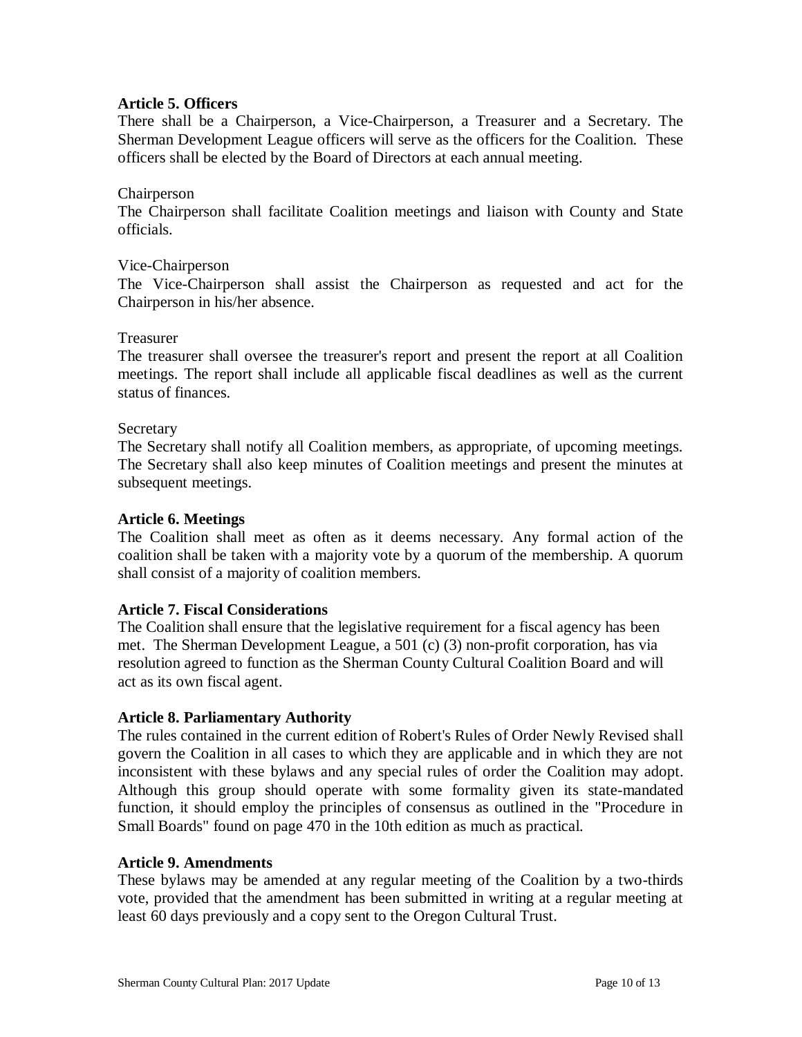**Article 5. Officers**

There shall be a Chairperson, a Vice-Chairperson, a Treasurer and a Secretary. The Sherman Development League officers will serve as the officers for the Coalition. These officers shall be elected by the Board of Directors at each annual meeting.

Chairperson

The Chairperson shall facilitate Coalition meetings and liaison with County and State officials.

Vice-Chairperson

The Vice-Chairperson shall assist the Chairperson as requested and act for the Chairperson in his/her absence.

Treasurer

The treasurer shall oversee the treasurer's report and present the report at all Coalition meetings. The report shall include all applicable fiscal deadlines as well as the current status of finances.

Secretary

The Secretary shall notify all Coalition members, as appropriate, of upcoming meetings. The Secretary shall also keep minutes of Coalition meetings and present the minutes at subsequent meetings.

**Article 6. Meetings**

The Coalition shall meet as often as it deems necessary. Any formal action of the coalition shall be taken with a majority vote by a quorum of the membership. A quorum shall consist of a majority of coalition members.

**Article 7. Fiscal Considerations**

The Coalition shall ensure that the legislative requirement for a fiscal agency has been met. The Sherman Development League, a 501 (c) (3) non-profit corporation, has via resolution agreed to function as the Sherman County Cultural Coalition Board and will act as its own fiscal agent.

**Article 8. Parliamentary Authority**

The rules contained in the current edition of Robert's Rules of Order Newly Revised shall govern the Coalition in all cases to which they are applicable and in which they are not inconsistent with these bylaws and any special rules of order the Coalition may adopt. Although this group should operate with some formality given its state-mandated function, it should employ the principles of consensus as outlined in the "Procedure in Small Boards" found on page 470 in the 10th edition as much as practical.

**Article 9. Amendments**

These bylaws may be amended at any regular meeting of the Coalition by a two-thirds vote, provided that the amendment has been submitted in writing at a regular meeting at least 60 days previously and a copy sent to the Oregon Cultural Trust.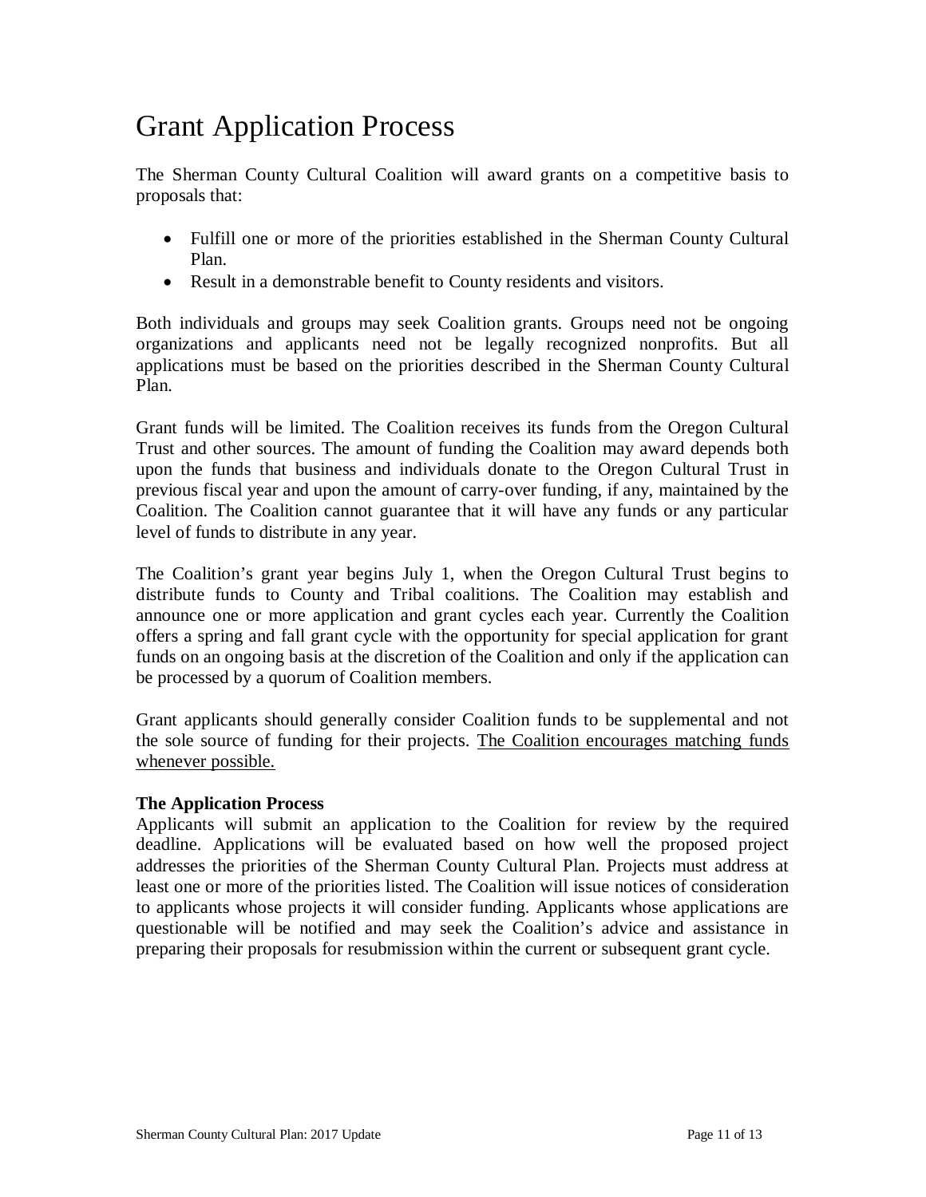# Grant Application Process

The Sherman County Cultural Coalition will award grants on a competitive basis to proposals that:

- Fulfill one or more of the priorities established in the Sherman County Cultural Plan.
- Result in a demonstrable benefit to County residents and visitors.

Both individuals and groups may seek Coalition grants. Groups need not be ongoing organizations and applicants need not be legally recognized nonprofits. But all applications must be based on the priorities described in the Sherman County Cultural Plan.

Grant funds will be limited. The Coalition receives its funds from the Oregon Cultural Trust and other sources. The amount of funding the Coalition may award depends both upon the funds that business and individuals donate to the Oregon Cultural Trust in previous fiscal year and upon the amount of carry-over funding, if any, maintained by the Coalition. The Coalition cannot guarantee that it will have any funds or any particular level of funds to distribute in any year.

The Coalition's grant year begins July 1, when the Oregon Cultural Trust begins to distribute funds to County and Tribal coalitions. The Coalition may establish and announce one or more application and grant cycles each year. Currently the Coalition offers a spring and fall grant cycle with the opportunity for special application for grant funds on an ongoing basis at the discretion of the Coalition and only if the application can be processed by a quorum of Coalition members.

Grant applicants should generally consider Coalition funds to be supplemental and not the sole source of funding for their projects. The Coalition encourages matching funds whenever possible.

**The Application Process**

Applicants will submit an application to the Coalition for review by the required deadline. Applications will be evaluated based on how well the proposed project addresses the priorities of the Sherman County Cultural Plan. Projects must address at least one or more of the priorities listed. The Coalition will issue notices of consideration to applicants whose projects it will consider funding. Applicants whose applications are questionable will be notified and may seek the Coalition's advice and assistance in preparing their proposals for resubmission within the current or subsequent grant cycle.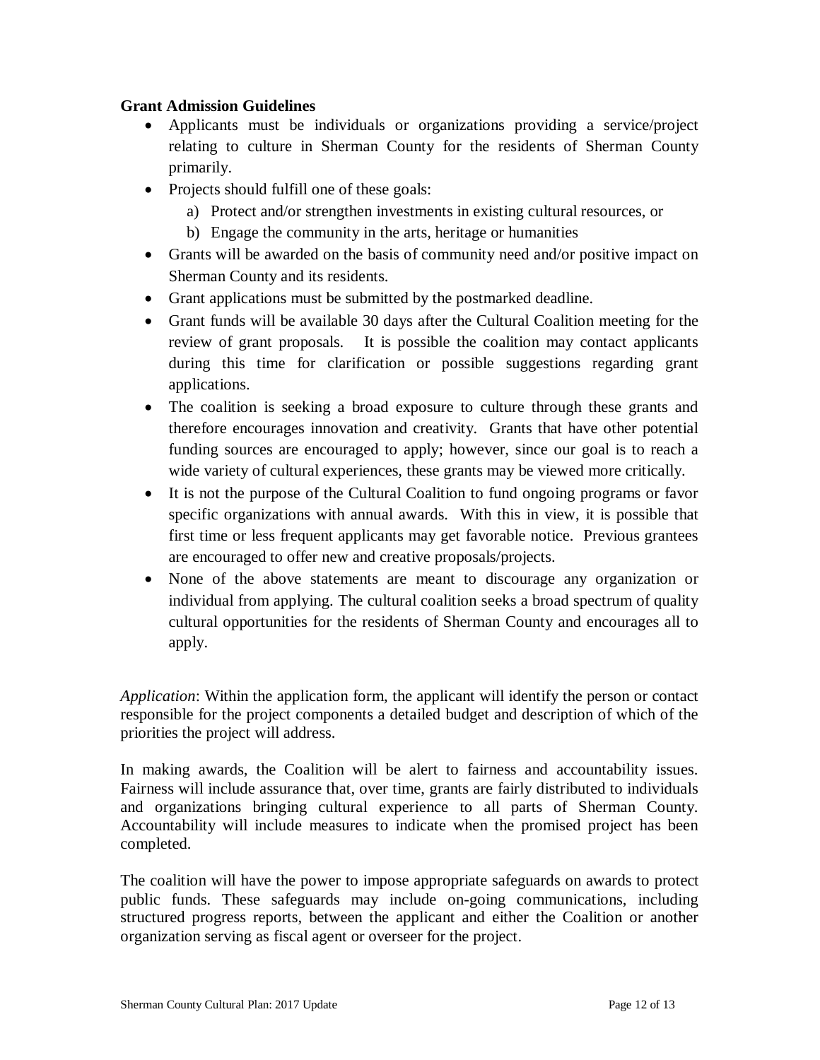**Grant Admission Guidelines**

- Applicants must be individuals or organizations providing a service/project relating to culture in Sherman County for the residents of Sherman County primarily.
- Projects should fulfill one of these goals:
  a) Protect and/or strengthen investments in existing cultural resources, or
  b) Engage the community in the arts, heritage or humanities
- Grants will be awarded on the basis of community need and/or positive impact on Sherman County and its residents.
- Grant applications must be submitted by the postmarked deadline.
- Grant funds will be available 30 days after the Cultural Coalition meeting for the review of grant proposals. It is possible the coalition may contact applicants during this time for clarification or possible suggestions regarding grant applications.
- The coalition is seeking a broad exposure to culture through these grants and therefore encourages innovation and creativity. Grants that have other potential funding sources are encouraged to apply; however, since our goal is to reach a wide variety of cultural experiences, these grants may be viewed more critically.
- It is not the purpose of the Cultural Coalition to fund ongoing programs or favor specific organizations with annual awards. With this in view, it is possible that first time or less frequent applicants may get favorable notice. Previous grantees are encouraged to offer new and creative proposals/projects.
- None of the above statements are meant to discourage any organization or individual from applying. The cultural coalition seeks a broad spectrum of quality cultural opportunities for the residents of Sherman County and encourages all to apply.

*Application*: Within the application form, the applicant will identify the person or contact responsible for the project components a detailed budget and description of which of the priorities the project will address.

In making awards, the Coalition will be alert to fairness and accountability issues. Fairness will include assurance that, over time, grants are fairly distributed to individuals and organizations bringing cultural experience to all parts of Sherman County. Accountability will include measures to indicate when the promised project has been completed.

The coalition will have the power to impose appropriate safeguards on awards to protect public funds. These safeguards may include on-going communications, including structured progress reports, between the applicant and either the Coalition or another organization serving as fiscal agent or overseer for the project.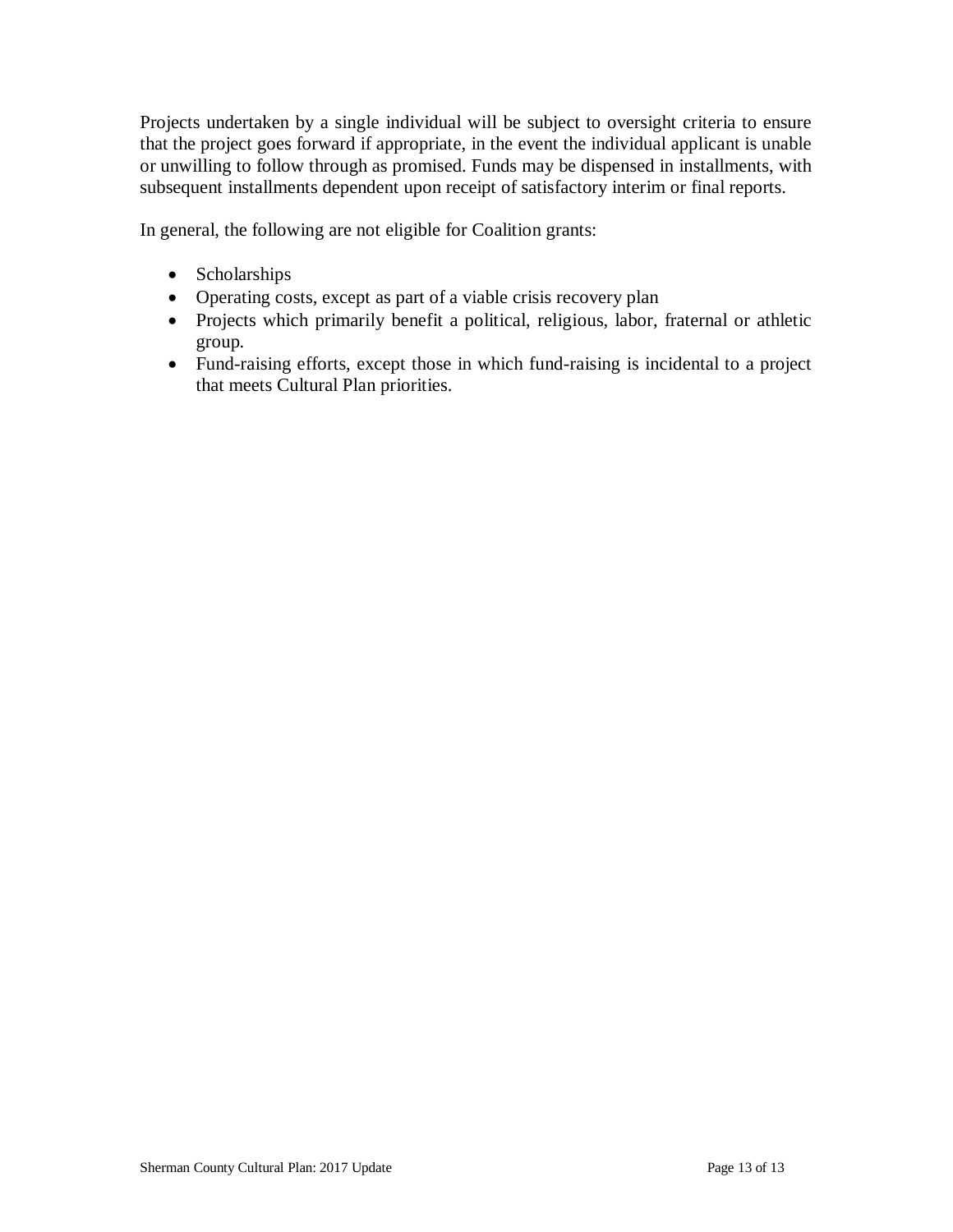Projects undertaken by a single individual will be subject to oversight criteria to ensure that the project goes forward if appropriate, in the event the individual applicant is unable or unwilling to follow through as promised. Funds may be dispensed in installments, with subsequent installments dependent upon receipt of satisfactory interim or final reports.

In general, the following are not eligible for Coalition grants:

- Scholarships
- Operating costs, except as part of a viable crisis recovery plan
- Projects which primarily benefit a political, religious, labor, fraternal or athletic group.
- Fund-raising efforts, except those in which fund-raising is incidental to a project that meets Cultural Plan priorities.